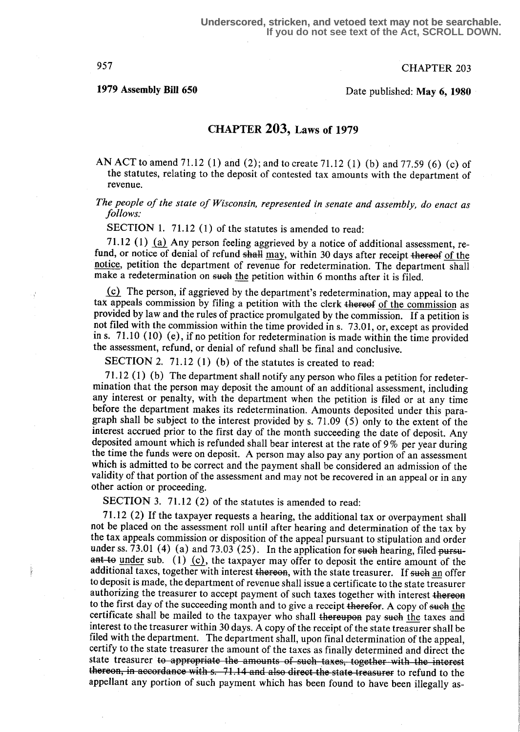**1979 Assembly Bill 650**

Date published: **May 6, 1980**

# CHAPTER 203, Laws of 1979

AN ACT to amend 71.12 (1) and (2); and to create 71.12 (1) (b) and 77.59 (6) (c) of the statutes, relating to the deposit of contested tax amounts with the department of revenue.

*The people of the state of Wisconsin, represented in senate and assembly, do enact as follows:*

SECTION 1. 71.12 (1) of the statutes is amended to read:

71.12 (1) (a) Any person feeling aggrieved by a notice of additional assessment, refund, or notice of denial of refund ~~shall~~ may, within 30 days after receipt ~~thereof~~ of the notice, petition the department of revenue for redetermination. The department shall make a redetermination on ~~such~~ the petition within 6 months after it is filed.

(c) The person, if aggrieved by the department's redetermination, may appeal to the tax appeals commission by filing a petition with the clerk ~~thereof~~ of the commission as provided by law and the rules of practice promulgated by the commission. If a petition is not filed with the commission within the time provided in s. 73.01, or, except as provided in s. 71.10 (10) (e), if no petition for redetermination is made within the time provided the assessment, refund, or denial of refund shall be final and conclusive.

SECTION 2. 71.12 (1) (b) of the statutes is created to read:

71.12 (1) (b) The department shall notify any person who files a petition for redetermination that the person may deposit the amount of an additional assessment, including any interest or penalty, with the department when the petition is filed or at any time before the department makes its redetermination. Amounts deposited under this paragraph shall be subject to the interest provided by s. 71.09 (5) only to the extent of the interest accrued prior to the first day of the month succeeding the date of deposit. Any deposited amount which is refunded shall bear interest at the rate of 9% per year during the time the funds were on deposit. A person may also pay any portion of an assessment which is admitted to be correct and the payment shall be considered an admission of the validity of that portion of the assessment and may not be recovered in an appeal or in any other action or proceeding.

SECTION 3. 71.12 (2) of the statutes is amended to read:

71.12 (2) If the taxpayer requests a hearing, the additional tax or overpayment shall not be placed on the assessment roll until after hearing and determination of the tax by the tax appeals commission or disposition of the appeal pursuant to stipulation and order under ss. 73.01 (4) (a) and 73.03 (25). In the application for ~~such~~ hearing, filed ~~pursuant to~~ under sub. (1) (c), the taxpayer may offer to deposit the entire amount of the additional taxes, together with interest ~~thereon~~, with the state treasurer. If ~~such~~ an offer to deposit is made, the department of revenue shall issue a certificate to the state treasurer authorizing the treasurer to accept payment of such taxes together with interest ~~thereon~~ to the first day of the succeeding month and to give a receipt ~~therefor~~. A copy of ~~such~~ the certificate shall be mailed to the taxpayer who shall ~~thereupon~~ pay ~~such~~ the taxes and interest to the treasurer within 30 days. A copy of the receipt of the state treasurer shall be filed with the department. The department shall, upon final determination of the appeal, certify to the state treasurer the amount of the taxes as finally determined and direct the state treasurer ~~to appropriate the amounts of such taxes, together with the interest thereon, in accordance with s. 71.14 and also direct the state treasurer~~ to refund to the appellant any portion of such payment which has been found to have been illegally as-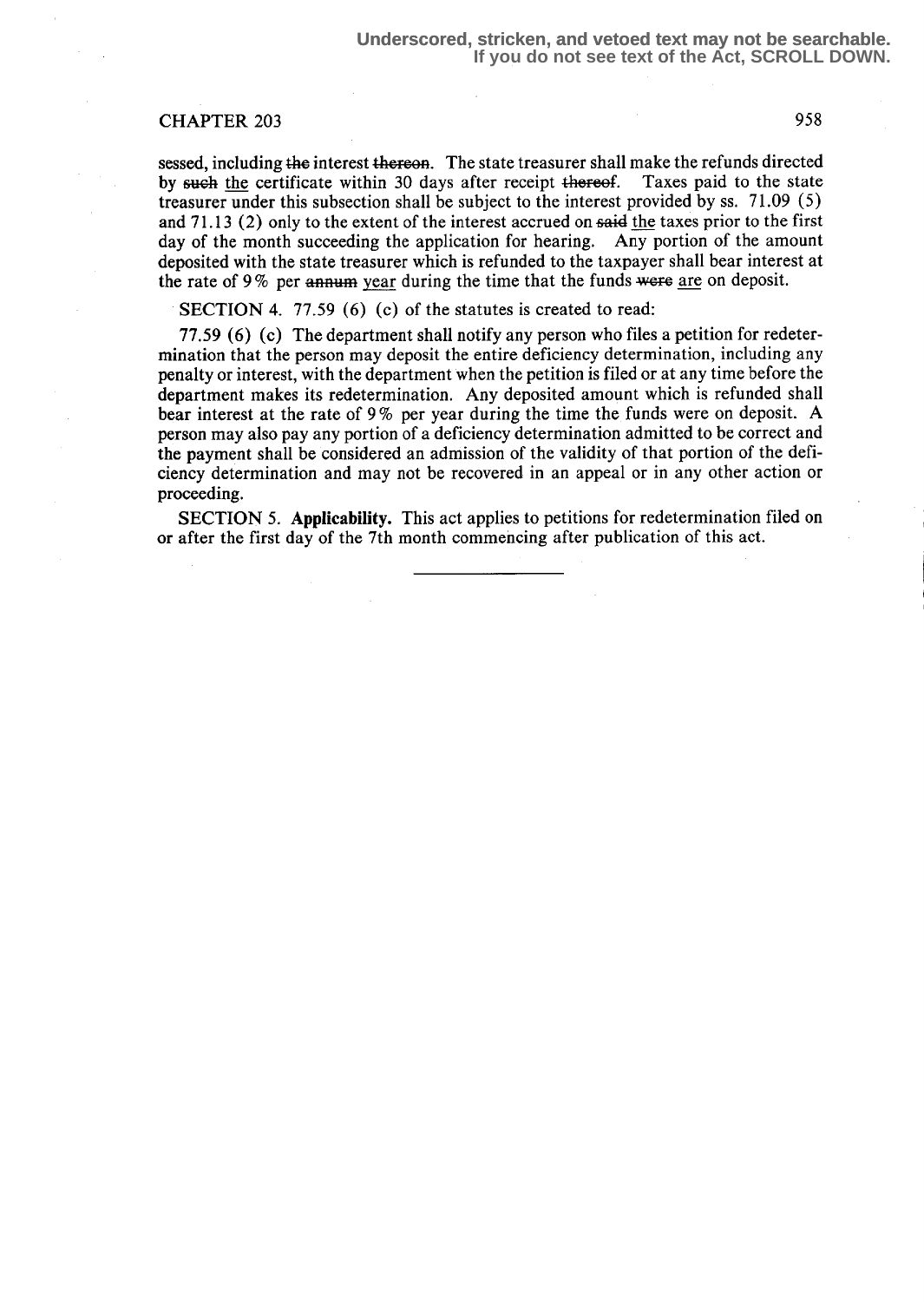sessed, including ~~the~~ interest ~~thereon~~. The state treasurer shall make the refunds directed by ~~such~~ the certificate within 30 days after receipt ~~thereof~~. Taxes paid to the state treasurer under this subsection shall be subject to the interest provided by ss. 71.09 (5) and 71.13 (2) only to the extent of the interest accrued on ~~said~~ the taxes prior to the first day of the month succeeding the application for hearing. Any portion of the amount deposited with the state treasurer which is refunded to the taxpayer shall bear interest at the rate of 9% per ~~annum~~ year during the time that the funds ~~were~~ are on deposit.

SECTION 4. 77.59 (6) (c) of the statutes is created to read:

77.59 (6) (c) The department shall notify any person who files a petition for redetermination that the person may deposit the entire deficiency determination, including any penalty or interest, with the department when the petition is filed or at any time before the department makes its redetermination. Any deposited amount which is refunded shall bear interest at the rate of 9% per year during the time the funds were on deposit. A person may also pay any portion of a deficiency determination admitted to be correct and the payment shall be considered an admission of the validity of that portion of the deficiency determination and may not be recovered in an appeal or in any other action or proceeding.

SECTION 5. **Applicability.** This act applies to petitions for redetermination filed on or after the first day of the 7th month commencing after publication of this act.

---